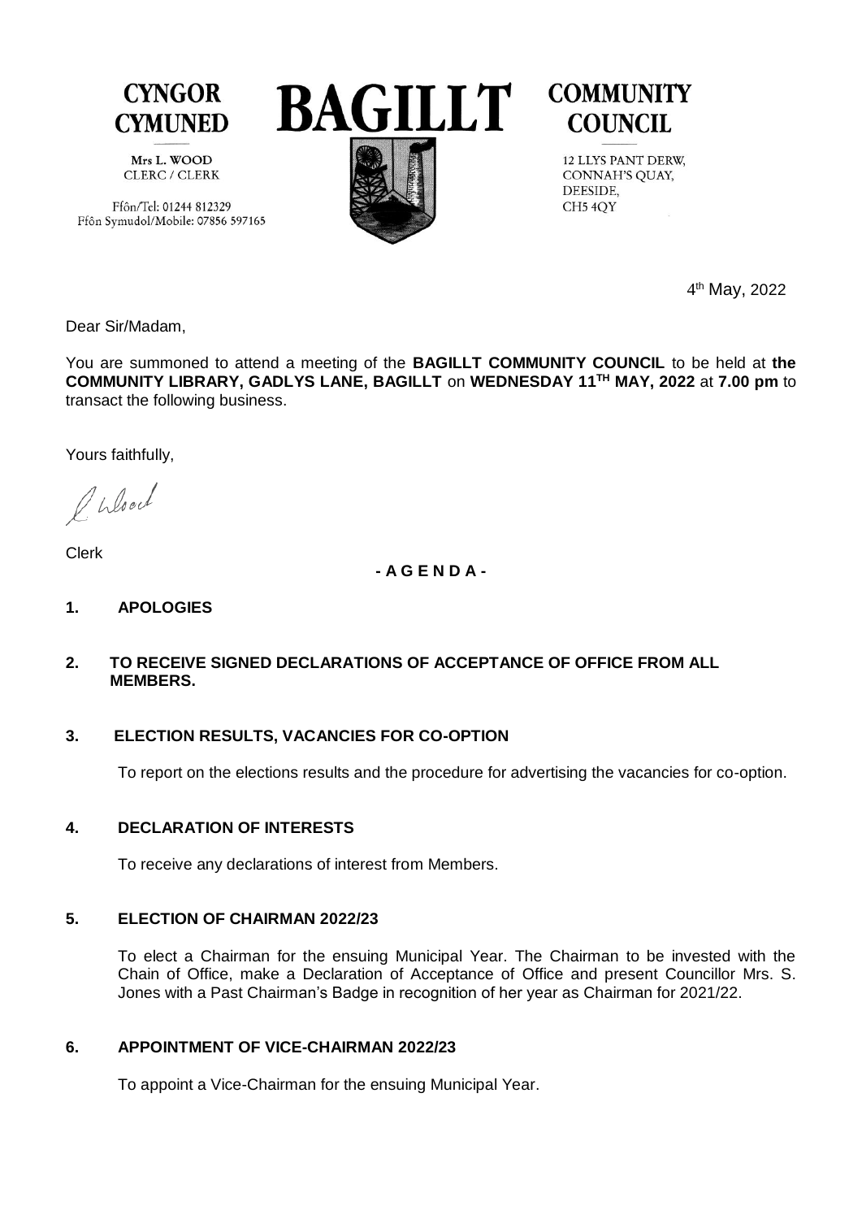# CYNGOR CYMUNED BAGILLT COMMUNITY COUNCIL

Mrs L. WOOD
CLERC / CLERK

Ffôn/Tel: 01244 812329
Ffôn Symudol/Mobile: 07856 597165

12 LLYS PANT DERW,
CONNAH'S QUAY,
DEESIDE,
CH5 4QY

4th May, 2022

Dear Sir/Madam,

You are summoned to attend a meeting of the **BAGILLT COMMUNITY COUNCIL** to be held at **the COMMUNITY LIBRARY, GADLYS LANE, BAGILLT** on **WEDNESDAY 11TH MAY, 2022** at **7.00 pm** to transact the following business.

Yours faithfully,

L Wood

Clerk

**- A G E N D A -**

## 1. APOLOGIES

## 2. TO RECEIVE SIGNED DECLARATIONS OF ACCEPTANCE OF OFFICE FROM ALL MEMBERS.

## 3. ELECTION RESULTS, VACANCIES FOR CO-OPTION

To report on the elections results and the procedure for advertising the vacancies for co-option.

## 4. DECLARATION OF INTERESTS

To receive any declarations of interest from Members.

## 5. ELECTION OF CHAIRMAN 2022/23

To elect a Chairman for the ensuing Municipal Year. The Chairman to be invested with the Chain of Office, make a Declaration of Acceptance of Office and present Councillor Mrs. S. Jones with a Past Chairman's Badge in recognition of her year as Chairman for 2021/22.

## 6. APPOINTMENT OF VICE-CHAIRMAN 2022/23

To appoint a Vice-Chairman for the ensuing Municipal Year.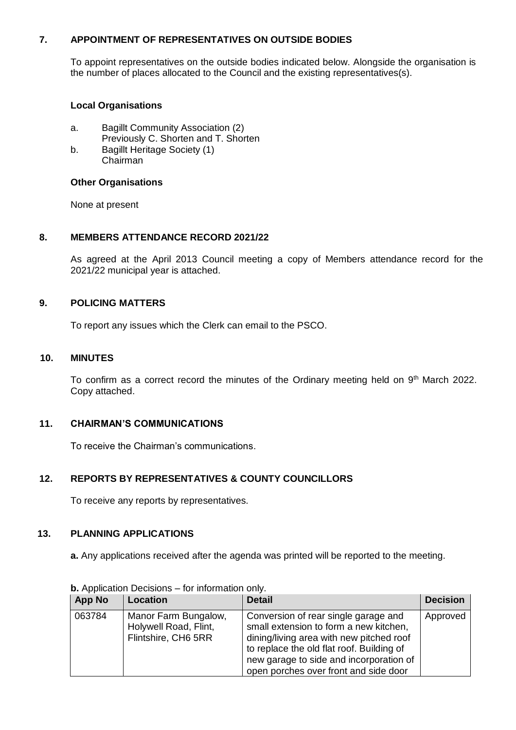## 7. APPOINTMENT OF REPRESENTATIVES ON OUTSIDE BODIES

To appoint representatives on the outside bodies indicated below. Alongside the organisation is the number of places allocated to the Council and the existing representatives(s).

### Local Organisations

a. Bagillt Community Association (2)
   Previously C. Shorten and T. Shorten
b. Bagillt Heritage Society (1)
   Chairman

### Other Organisations

None at present

## 8. MEMBERS ATTENDANCE RECORD 2021/22

As agreed at the April 2013 Council meeting a copy of Members attendance record for the 2021/22 municipal year is attached.

## 9. POLICING MATTERS

To report any issues which the Clerk can email to the PSCO.

## 10. MINUTES

To confirm as a correct record the minutes of the Ordinary meeting held on 9th March 2022. Copy attached.

## 11. CHAIRMAN'S COMMUNICATIONS

To receive the Chairman's communications.

## 12. REPORTS BY REPRESENTATIVES & COUNTY COUNCILLORS

To receive any reports by representatives.

## 13. PLANNING APPLICATIONS

**a.** Any applications received after the agenda was printed will be reported to the meeting.

**b.** Application Decisions – for information only.

| App No | Location | Detail | Decision |
|---|---|---|---|
| 063784 | Manor Farm Bungalow, Holywell Road, Flint, Flintshire, CH6 5RR | Conversion of rear single garage and small extension to form a new kitchen, dining/living area with new pitched roof to replace the old flat roof. Building of new garage to side and incorporation of open porches over front and side door | Approved |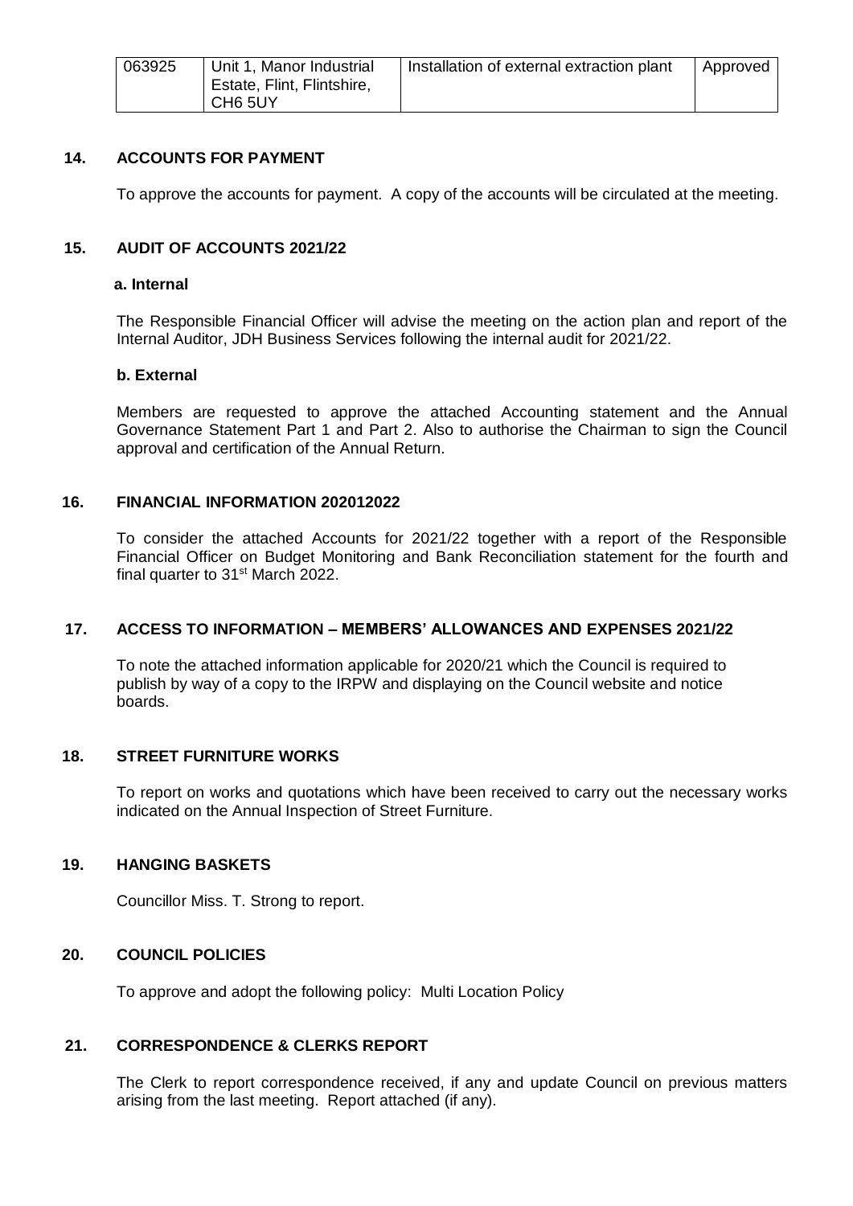| 063925 | Unit 1, Manor Industrial Estate, Flint, Flintshire, CH6 5UY | Installation of external extraction plant | Approved |
|---|---|---|---|

## 14. ACCOUNTS FOR PAYMENT

To approve the accounts for payment. A copy of the accounts will be circulated at the meeting.

## 15. AUDIT OF ACCOUNTS 2021/22

**a. Internal**

The Responsible Financial Officer will advise the meeting on the action plan and report of the Internal Auditor, JDH Business Services following the internal audit for 2021/22.

**b. External**

Members are requested to approve the attached Accounting statement and the Annual Governance Statement Part 1 and Part 2. Also to authorise the Chairman to sign the Council approval and certification of the Annual Return.

## 16. FINANCIAL INFORMATION 202012022

To consider the attached Accounts for 2021/22 together with a report of the Responsible Financial Officer on Budget Monitoring and Bank Reconciliation statement for the fourth and final quarter to 31st March 2022.

## 17. ACCESS TO INFORMATION – MEMBERS' ALLOWANCES AND EXPENSES 2021/22

To note the attached information applicable for 2020/21 which the Council is required to publish by way of a copy to the IRPW and displaying on the Council website and notice boards.

## 18. STREET FURNITURE WORKS

To report on works and quotations which have been received to carry out the necessary works indicated on the Annual Inspection of Street Furniture.

## 19. HANGING BASKETS

Councillor Miss. T. Strong to report.

## 20. COUNCIL POLICIES

To approve and adopt the following policy: Multi Location Policy

## 21. CORRESPONDENCE & CLERKS REPORT

The Clerk to report correspondence received, if any and update Council on previous matters arising from the last meeting. Report attached (if any).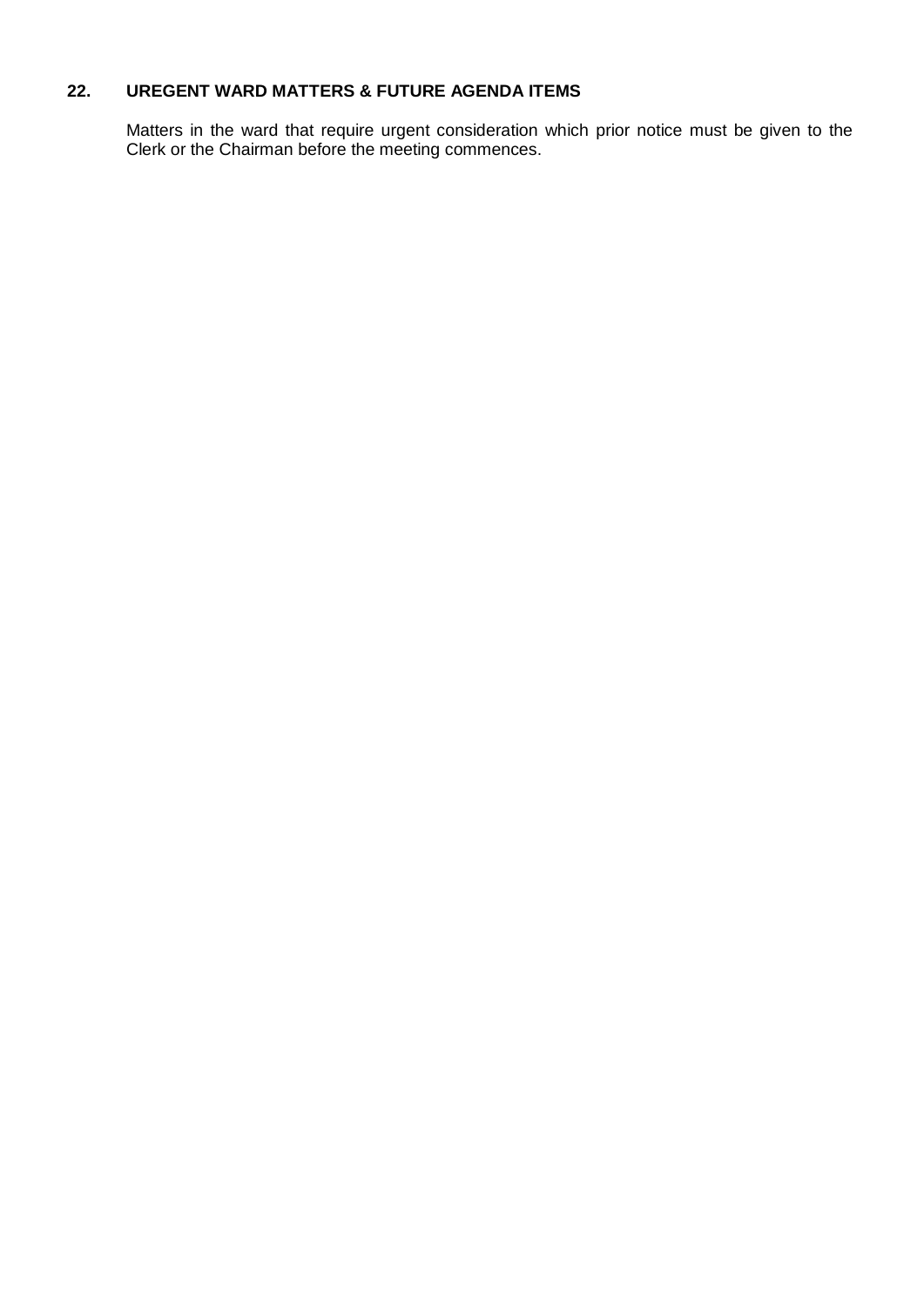**22. UREGENT WARD MATTERS & FUTURE AGENDA ITEMS**

Matters in the ward that require urgent consideration which prior notice must be given to the Clerk or the Chairman before the meeting commences.